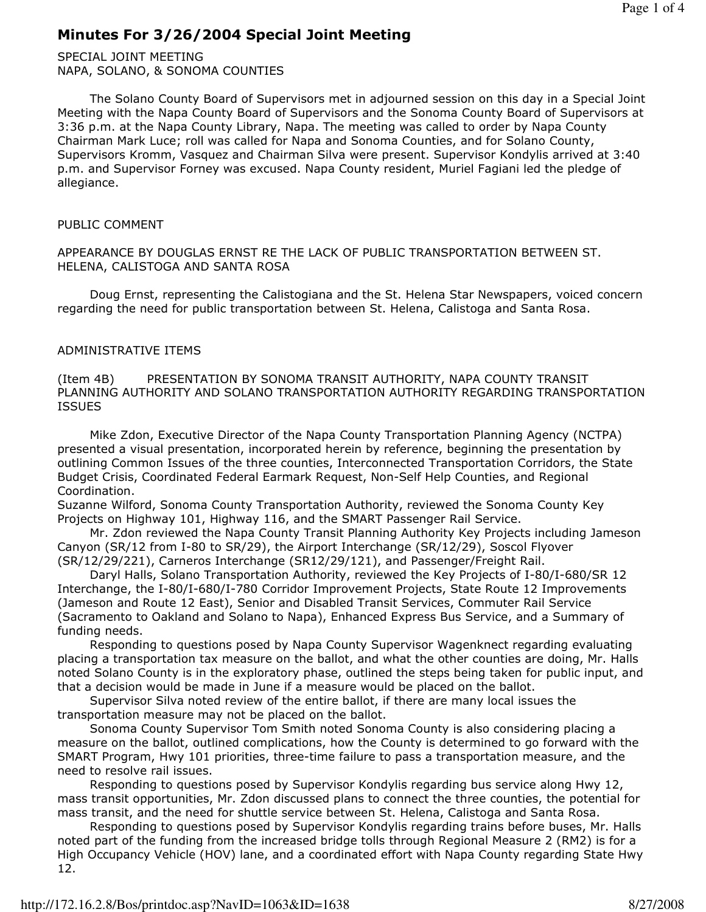# Minutes For 3/26/2004 Special Joint Meeting

SPECIAL JOINT MEETING
NAPA, SOLANO, & SONOMA COUNTIES

The Solano County Board of Supervisors met in adjourned session on this day in a Special Joint Meeting with the Napa County Board of Supervisors and the Sonoma County Board of Supervisors at 3:36 p.m. at the Napa County Library, Napa. The meeting was called to order by Napa County Chairman Mark Luce; roll was called for Napa and Sonoma Counties, and for Solano County, Supervisors Kromm, Vasquez and Chairman Silva were present. Supervisor Kondylis arrived at 3:40 p.m. and Supervisor Forney was excused. Napa County resident, Muriel Fagiani led the pledge of allegiance.

PUBLIC COMMENT

APPEARANCE BY DOUGLAS ERNST RE THE LACK OF PUBLIC TRANSPORTATION BETWEEN ST. HELENA, CALISTOGA AND SANTA ROSA

Doug Ernst, representing the Calistogiana and the St. Helena Star Newspapers, voiced concern regarding the need for public transportation between St. Helena, Calistoga and Santa Rosa.

ADMINISTRATIVE ITEMS

(Item 4B) PRESENTATION BY SONOMA TRANSIT AUTHORITY, NAPA COUNTY TRANSIT PLANNING AUTHORITY AND SOLANO TRANSPORTATION AUTHORITY REGARDING TRANSPORTATION ISSUES

Mike Zdon, Executive Director of the Napa County Transportation Planning Agency (NCTPA) presented a visual presentation, incorporated herein by reference, beginning the presentation by outlining Common Issues of the three counties, Interconnected Transportation Corridors, the State Budget Crisis, Coordinated Federal Earmark Request, Non-Self Help Counties, and Regional Coordination.

Suzanne Wilford, Sonoma County Transportation Authority, reviewed the Sonoma County Key Projects on Highway 101, Highway 116, and the SMART Passenger Rail Service.

Mr. Zdon reviewed the Napa County Transit Planning Authority Key Projects including Jameson Canyon (SR/12 from I-80 to SR/29), the Airport Interchange (SR/12/29), Soscol Flyover (SR/12/29/221), Carneros Interchange (SR12/29/121), and Passenger/Freight Rail.

Daryl Halls, Solano Transportation Authority, reviewed the Key Projects of I-80/I-680/SR 12 Interchange, the I-80/I-680/I-780 Corridor Improvement Projects, State Route 12 Improvements (Jameson and Route 12 East), Senior and Disabled Transit Services, Commuter Rail Service (Sacramento to Oakland and Solano to Napa), Enhanced Express Bus Service, and a Summary of funding needs.

Responding to questions posed by Napa County Supervisor Wagenknect regarding evaluating placing a transportation tax measure on the ballot, and what the other counties are doing, Mr. Halls noted Solano County is in the exploratory phase, outlined the steps being taken for public input, and that a decision would be made in June if a measure would be placed on the ballot.

Supervisor Silva noted review of the entire ballot, if there are many local issues the transportation measure may not be placed on the ballot.

Sonoma County Supervisor Tom Smith noted Sonoma County is also considering placing a measure on the ballot, outlined complications, how the County is determined to go forward with the SMART Program, Hwy 101 priorities, three-time failure to pass a transportation measure, and the need to resolve rail issues.

Responding to questions posed by Supervisor Kondylis regarding bus service along Hwy 12, mass transit opportunities, Mr. Zdon discussed plans to connect the three counties, the potential for mass transit, and the need for shuttle service between St. Helena, Calistoga and Santa Rosa.

Responding to questions posed by Supervisor Kondylis regarding trains before buses, Mr. Halls noted part of the funding from the increased bridge tolls through Regional Measure 2 (RM2) is for a High Occupancy Vehicle (HOV) lane, and a coordinated effort with Napa County regarding State Hwy 12.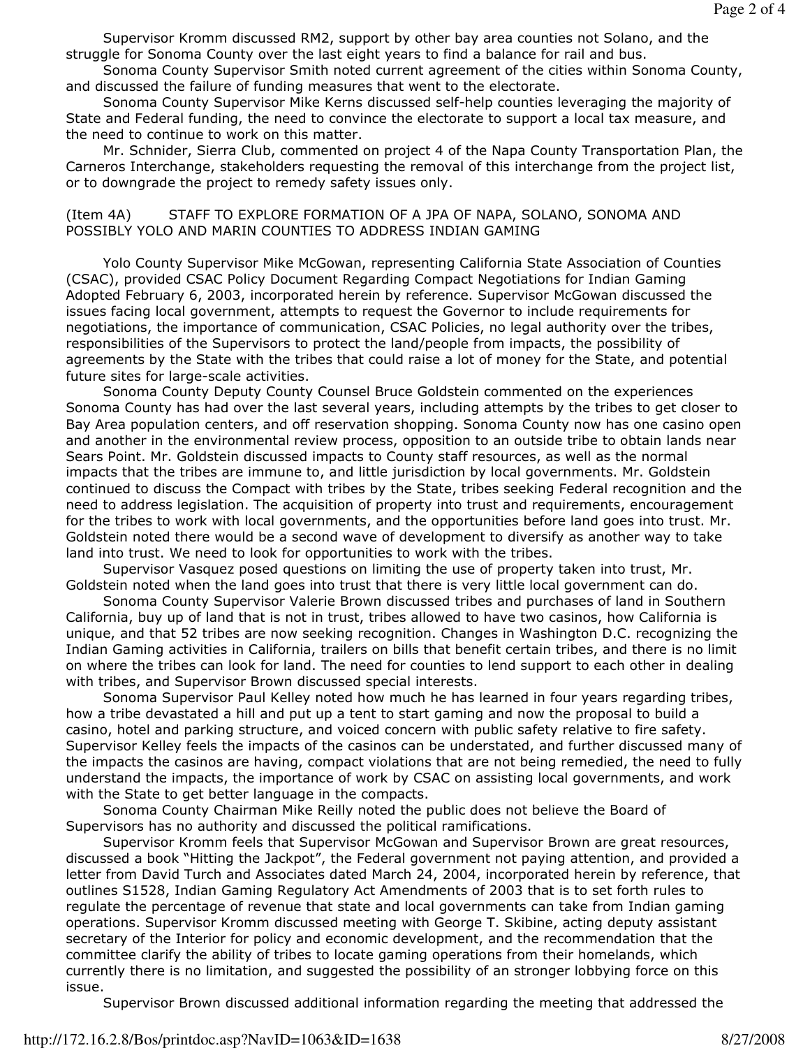Supervisor Kromm discussed RM2, support by other bay area counties not Solano, and the struggle for Sonoma County over the last eight years to find a balance for rail and bus.

Sonoma County Supervisor Smith noted current agreement of the cities within Sonoma County, and discussed the failure of funding measures that went to the electorate.

Sonoma County Supervisor Mike Kerns discussed self-help counties leveraging the majority of State and Federal funding, the need to convince the electorate to support a local tax measure, and the need to continue to work on this matter.

Mr. Schnider, Sierra Club, commented on project 4 of the Napa County Transportation Plan, the Carneros Interchange, stakeholders requesting the removal of this interchange from the project list, or to downgrade the project to remedy safety issues only.

(Item 4A) STAFF TO EXPLORE FORMATION OF A JPA OF NAPA, SOLANO, SONOMA AND POSSIBLY YOLO AND MARIN COUNTIES TO ADDRESS INDIAN GAMING

Yolo County Supervisor Mike McGowan, representing California State Association of Counties (CSAC), provided CSAC Policy Document Regarding Compact Negotiations for Indian Gaming Adopted February 6, 2003, incorporated herein by reference. Supervisor McGowan discussed the issues facing local government, attempts to request the Governor to include requirements for negotiations, the importance of communication, CSAC Policies, no legal authority over the tribes, responsibilities of the Supervisors to protect the land/people from impacts, the possibility of agreements by the State with the tribes that could raise a lot of money for the State, and potential future sites for large-scale activities.

Sonoma County Deputy County Counsel Bruce Goldstein commented on the experiences Sonoma County has had over the last several years, including attempts by the tribes to get closer to Bay Area population centers, and off reservation shopping. Sonoma County now has one casino open and another in the environmental review process, opposition to an outside tribe to obtain lands near Sears Point. Mr. Goldstein discussed impacts to County staff resources, as well as the normal impacts that the tribes are immune to, and little jurisdiction by local governments. Mr. Goldstein continued to discuss the Compact with tribes by the State, tribes seeking Federal recognition and the need to address legislation. The acquisition of property into trust and requirements, encouragement for the tribes to work with local governments, and the opportunities before land goes into trust. Mr. Goldstein noted there would be a second wave of development to diversify as another way to take land into trust. We need to look for opportunities to work with the tribes.

Supervisor Vasquez posed questions on limiting the use of property taken into trust, Mr. Goldstein noted when the land goes into trust that there is very little local government can do.

Sonoma County Supervisor Valerie Brown discussed tribes and purchases of land in Southern California, buy up of land that is not in trust, tribes allowed to have two casinos, how California is unique, and that 52 tribes are now seeking recognition. Changes in Washington D.C. recognizing the Indian Gaming activities in California, trailers on bills that benefit certain tribes, and there is no limit on where the tribes can look for land. The need for counties to lend support to each other in dealing with tribes, and Supervisor Brown discussed special interests.

Sonoma Supervisor Paul Kelley noted how much he has learned in four years regarding tribes, how a tribe devastated a hill and put up a tent to start gaming and now the proposal to build a casino, hotel and parking structure, and voiced concern with public safety relative to fire safety. Supervisor Kelley feels the impacts of the casinos can be understated, and further discussed many of the impacts the casinos are having, compact violations that are not being remedied, the need to fully understand the impacts, the importance of work by CSAC on assisting local governments, and work with the State to get better language in the compacts.

Sonoma County Chairman Mike Reilly noted the public does not believe the Board of Supervisors has no authority and discussed the political ramifications.

Supervisor Kromm feels that Supervisor McGowan and Supervisor Brown are great resources, discussed a book "Hitting the Jackpot", the Federal government not paying attention, and provided a letter from David Turch and Associates dated March 24, 2004, incorporated herein by reference, that outlines S1528, Indian Gaming Regulatory Act Amendments of 2003 that is to set forth rules to regulate the percentage of revenue that state and local governments can take from Indian gaming operations. Supervisor Kromm discussed meeting with George T. Skibine, acting deputy assistant secretary of the Interior for policy and economic development, and the recommendation that the committee clarify the ability of tribes to locate gaming operations from their homelands, which currently there is no limitation, and suggested the possibility of an stronger lobbying force on this issue.

Supervisor Brown discussed additional information regarding the meeting that addressed the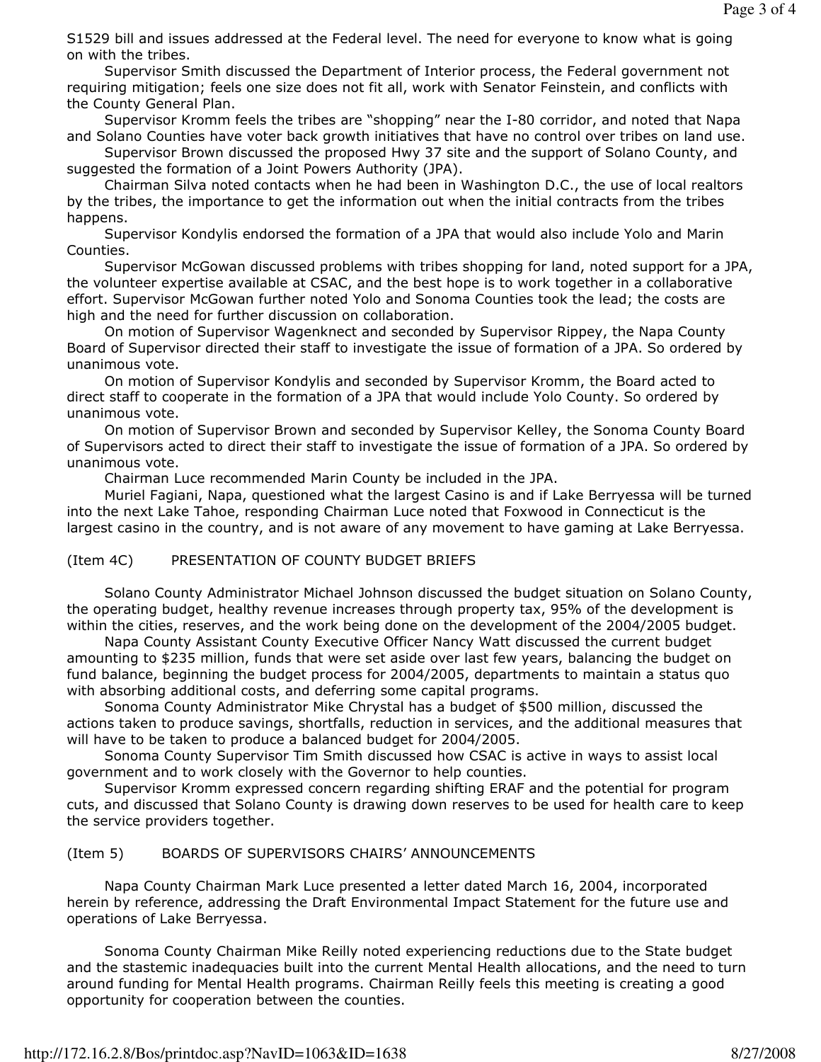S1529 bill and issues addressed at the Federal level. The need for everyone to know what is going on with the tribes.

Supervisor Smith discussed the Department of Interior process, the Federal government not requiring mitigation; feels one size does not fit all, work with Senator Feinstein, and conflicts with the County General Plan.

Supervisor Kromm feels the tribes are "shopping" near the I-80 corridor, and noted that Napa and Solano Counties have voter back growth initiatives that have no control over tribes on land use.

Supervisor Brown discussed the proposed Hwy 37 site and the support of Solano County, and suggested the formation of a Joint Powers Authority (JPA).

Chairman Silva noted contacts when he had been in Washington D.C., the use of local realtors by the tribes, the importance to get the information out when the initial contracts from the tribes happens.

Supervisor Kondylis endorsed the formation of a JPA that would also include Yolo and Marin Counties.

Supervisor McGowan discussed problems with tribes shopping for land, noted support for a JPA, the volunteer expertise available at CSAC, and the best hope is to work together in a collaborative effort. Supervisor McGowan further noted Yolo and Sonoma Counties took the lead; the costs are high and the need for further discussion on collaboration.

On motion of Supervisor Wagenknect and seconded by Supervisor Rippey, the Napa County Board of Supervisor directed their staff to investigate the issue of formation of a JPA. So ordered by unanimous vote.

On motion of Supervisor Kondylis and seconded by Supervisor Kromm, the Board acted to direct staff to cooperate in the formation of a JPA that would include Yolo County. So ordered by unanimous vote.

On motion of Supervisor Brown and seconded by Supervisor Kelley, the Sonoma County Board of Supervisors acted to direct their staff to investigate the issue of formation of a JPA. So ordered by unanimous vote.

Chairman Luce recommended Marin County be included in the JPA.

Muriel Fagiani, Napa, questioned what the largest Casino is and if Lake Berryessa will be turned into the next Lake Tahoe, responding Chairman Luce noted that Foxwood in Connecticut is the largest casino in the country, and is not aware of any movement to have gaming at Lake Berryessa.

(Item 4C) PRESENTATION OF COUNTY BUDGET BRIEFS

Solano County Administrator Michael Johnson discussed the budget situation on Solano County, the operating budget, healthy revenue increases through property tax, 95% of the development is within the cities, reserves, and the work being done on the development of the 2004/2005 budget.

Napa County Assistant County Executive Officer Nancy Watt discussed the current budget amounting to $235 million, funds that were set aside over last few years, balancing the budget on fund balance, beginning the budget process for 2004/2005, departments to maintain a status quo with absorbing additional costs, and deferring some capital programs.

Sonoma County Administrator Mike Chrystal has a budget of $500 million, discussed the actions taken to produce savings, shortfalls, reduction in services, and the additional measures that will have to be taken to produce a balanced budget for 2004/2005.

Sonoma County Supervisor Tim Smith discussed how CSAC is active in ways to assist local government and to work closely with the Governor to help counties.

Supervisor Kromm expressed concern regarding shifting ERAF and the potential for program cuts, and discussed that Solano County is drawing down reserves to be used for health care to keep the service providers together.

(Item 5) BOARDS OF SUPERVISORS CHAIRS' ANNOUNCEMENTS

Napa County Chairman Mark Luce presented a letter dated March 16, 2004, incorporated herein by reference, addressing the Draft Environmental Impact Statement for the future use and operations of Lake Berryessa.

Sonoma County Chairman Mike Reilly noted experiencing reductions due to the State budget and the stastemic inadequacies built into the current Mental Health allocations, and the need to turn around funding for Mental Health programs. Chairman Reilly feels this meeting is creating a good opportunity for cooperation between the counties.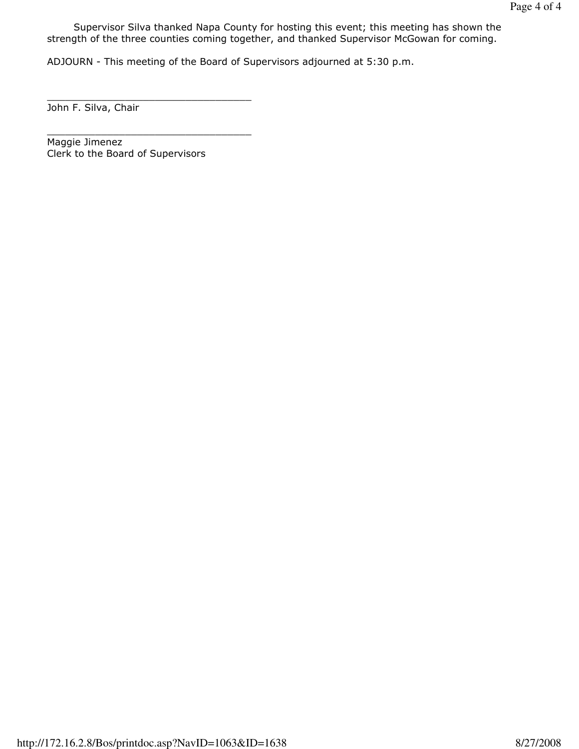Supervisor Silva thanked Napa County for hosting this event; this meeting has shown the strength of the three counties coming together, and thanked Supervisor McGowan for coming.

ADJOURN - This meeting of the Board of Supervisors adjourned at 5:30 p.m.

___________________________________
John F. Silva, Chair

___________________________________
Maggie Jimenez
Clerk to the Board of Supervisors